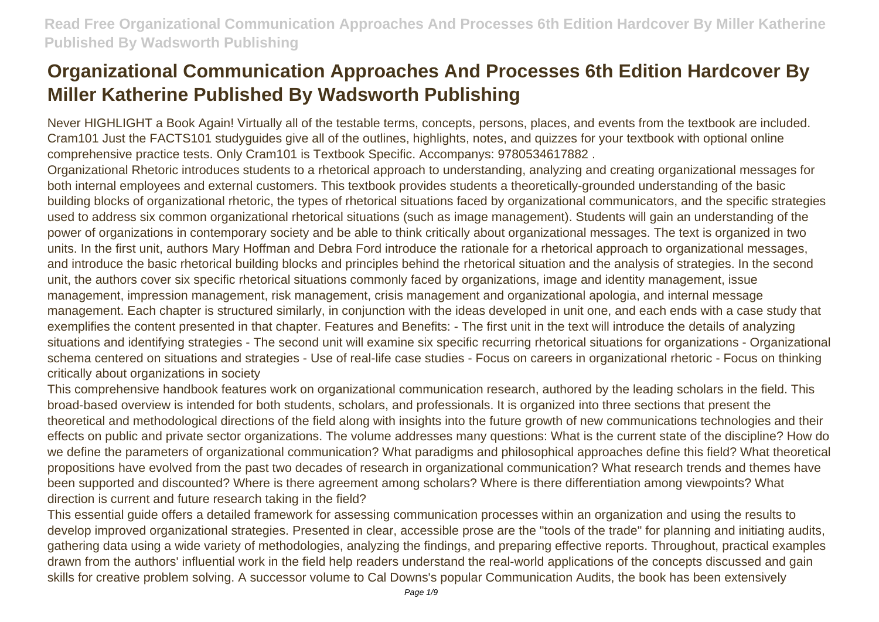# Organizational Communication Approaches And Processes 6th Edition Hardcover By Miller Katherine Published By Wadsworth Publishing

Never HIGHLIGHT a Book Again! Virtually all of the testable terms, concepts, persons, places, and events from the textbook are included. Cram101 Just the FACTS101 studyguides give all of the outlines, highlights, notes, and quizzes for your textbook with optional online comprehensive practice tests. Only Cram101 is Textbook Specific. Accompanys: 9780534617882 .

Organizational Rhetoric introduces students to a rhetorical approach to understanding, analyzing and creating organizational messages for both internal employees and external customers. This textbook provides students a theoretically-grounded understanding of the basic building blocks of organizational rhetoric, the types of rhetorical situations faced by organizational communicators, and the specific strategies used to address six common organizational rhetorical situations (such as image management). Students will gain an understanding of the power of organizations in contemporary society and be able to think critically about organizational messages. The text is organized in two units. In the first unit, authors Mary Hoffman and Debra Ford introduce the rationale for a rhetorical approach to organizational messages, and introduce the basic rhetorical building blocks and principles behind the rhetorical situation and the analysis of strategies. In the second unit, the authors cover six specific rhetorical situations commonly faced by organizations, image and identity management, issue management, impression management, risk management, crisis management and organizational apologia, and internal message management. Each chapter is structured similarly, in conjunction with the ideas developed in unit one, and each ends with a case study that exemplifies the content presented in that chapter. Features and Benefits: - The first unit in the text will introduce the details of analyzing situations and identifying strategies - The second unit will examine six specific recurring rhetorical situations for organizations - Organizational schema centered on situations and strategies - Use of real-life case studies - Focus on careers in organizational rhetoric - Focus on thinking critically about organizations in society

This comprehensive handbook features work on organizational communication research, authored by the leading scholars in the field. This broad-based overview is intended for both students, scholars, and professionals. It is organized into three sections that present the theoretical and methodological directions of the field along with insights into the future growth of new communications technologies and their effects on public and private sector organizations. The volume addresses many questions: What is the current state of the discipline? How do we define the parameters of organizational communication? What paradigms and philosophical approaches define this field? What theoretical propositions have evolved from the past two decades of research in organizational communication? What research trends and themes have been supported and discounted? Where is there agreement among scholars? Where is there differentiation among viewpoints? What direction is current and future research taking in the field?

This essential guide offers a detailed framework for assessing communication processes within an organization and using the results to develop improved organizational strategies. Presented in clear, accessible prose are the "tools of the trade" for planning and initiating audits, gathering data using a wide variety of methodologies, analyzing the findings, and preparing effective reports. Throughout, practical examples drawn from the authors' influential work in the field help readers understand the real-world applications of the concepts discussed and gain skills for creative problem solving. A successor volume to Cal Downs's popular Communication Audits, the book has been extensively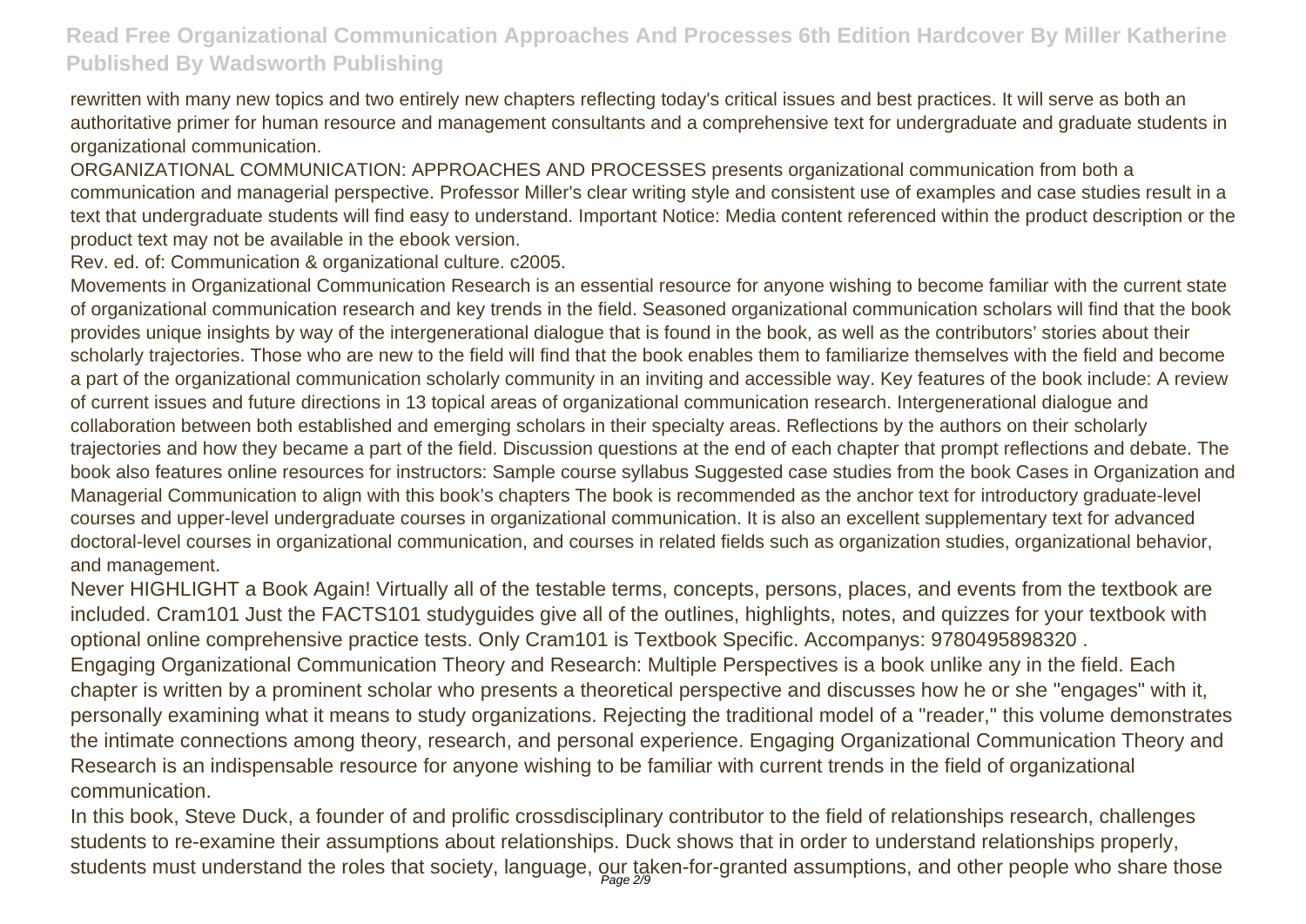rewritten with many new topics and two entirely new chapters reflecting today's critical issues and best practices. It will serve as both an authoritative primer for human resource and management consultants and a comprehensive text for undergraduate and graduate students in organizational communication.

ORGANIZATIONAL COMMUNICATION: APPROACHES AND PROCESSES presents organizational communication from both a communication and managerial perspective. Professor Miller's clear writing style and consistent use of examples and case studies result in a text that undergraduate students will find easy to understand. Important Notice: Media content referenced within the product description or the product text may not be available in the ebook version.

Rev. ed. of: Communication & organizational culture. c2005.

Movements in Organizational Communication Research is an essential resource for anyone wishing to become familiar with the current state of organizational communication research and key trends in the field. Seasoned organizational communication scholars will find that the book provides unique insights by way of the intergenerational dialogue that is found in the book, as well as the contributors' stories about their scholarly trajectories. Those who are new to the field will find that the book enables them to familiarize themselves with the field and become a part of the organizational communication scholarly community in an inviting and accessible way. Key features of the book include: A review of current issues and future directions in 13 topical areas of organizational communication research. Intergenerational dialogue and collaboration between both established and emerging scholars in their specialty areas. Reflections by the authors on their scholarly trajectories and how they became a part of the field. Discussion questions at the end of each chapter that prompt reflections and debate. The book also features online resources for instructors: Sample course syllabus Suggested case studies from the book Cases in Organization and Managerial Communication to align with this book's chapters The book is recommended as the anchor text for introductory graduate-level courses and upper-level undergraduate courses in organizational communication. It is also an excellent supplementary text for advanced doctoral-level courses in organizational communication, and courses in related fields such as organization studies, organizational behavior, and management.

Never HIGHLIGHT a Book Again! Virtually all of the testable terms, concepts, persons, places, and events from the textbook are included. Cram101 Just the FACTS101 studyguides give all of the outlines, highlights, notes, and quizzes for your textbook with optional online comprehensive practice tests. Only Cram101 is Textbook Specific. Accompanys: 9780495898320 .

Engaging Organizational Communication Theory and Research: Multiple Perspectives is a book unlike any in the field. Each chapter is written by a prominent scholar who presents a theoretical perspective and discusses how he or she "engages" with it, personally examining what it means to study organizations. Rejecting the traditional model of a "reader," this volume demonstrates the intimate connections among theory, research, and personal experience. Engaging Organizational Communication Theory and Research is an indispensable resource for anyone wishing to be familiar with current trends in the field of organizational communication.

In this book, Steve Duck, a founder of and prolific crossdisciplinary contributor to the field of relationships research, challenges students to re-examine their assumptions about relationships. Duck shows that in order to understand relationships properly, students must understand the roles that society, language, our taken-for-granted assumptions, and other people who share those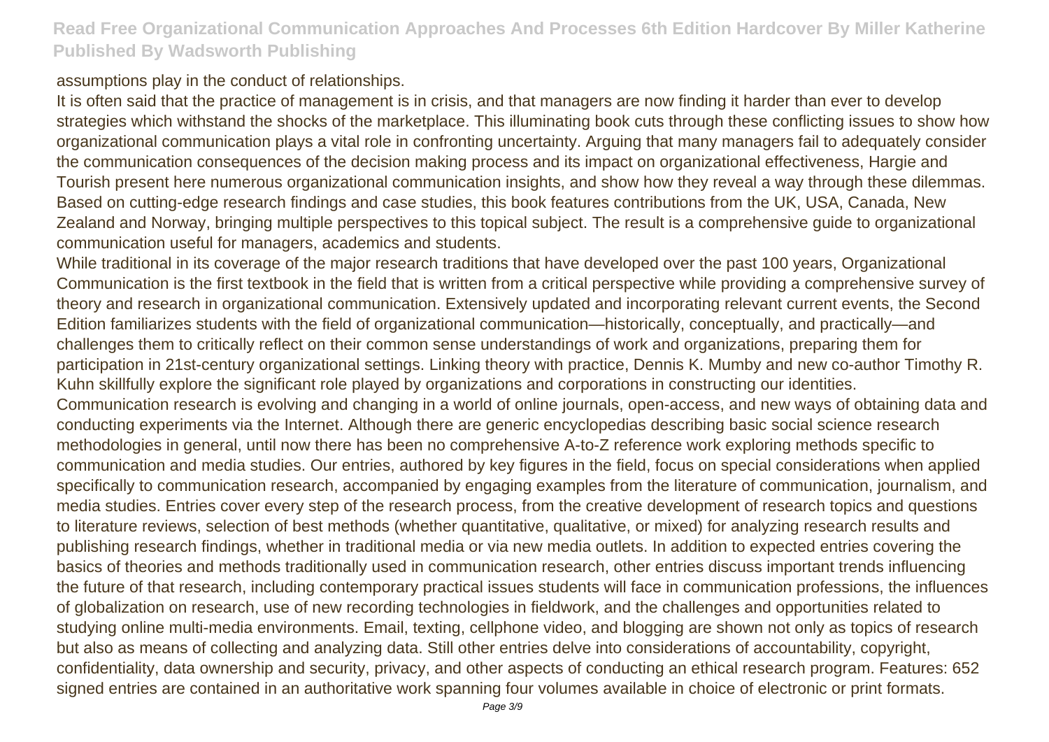assumptions play in the conduct of relationships.

It is often said that the practice of management is in crisis, and that managers are now finding it harder than ever to develop strategies which withstand the shocks of the marketplace. This illuminating book cuts through these conflicting issues to show how organizational communication plays a vital role in confronting uncertainty. Arguing that many managers fail to adequately consider the communication consequences of the decision making process and its impact on organizational effectiveness, Hargie and Tourish present here numerous organizational communication insights, and show how they reveal a way through these dilemmas. Based on cutting-edge research findings and case studies, this book features contributions from the UK, USA, Canada, New Zealand and Norway, bringing multiple perspectives to this topical subject. The result is a comprehensive guide to organizational communication useful for managers, academics and students.

While traditional in its coverage of the major research traditions that have developed over the past 100 years, Organizational Communication is the first textbook in the field that is written from a critical perspective while providing a comprehensive survey of theory and research in organizational communication. Extensively updated and incorporating relevant current events, the Second Edition familiarizes students with the field of organizational communication—historically, conceptually, and practically—and challenges them to critically reflect on their common sense understandings of work and organizations, preparing them for participation in 21st-century organizational settings. Linking theory with practice, Dennis K. Mumby and new co-author Timothy R. Kuhn skillfully explore the significant role played by organizations and corporations in constructing our identities.

Communication research is evolving and changing in a world of online journals, open-access, and new ways of obtaining data and conducting experiments via the Internet. Although there are generic encyclopedias describing basic social science research methodologies in general, until now there has been no comprehensive A-to-Z reference work exploring methods specific to communication and media studies. Our entries, authored by key figures in the field, focus on special considerations when applied specifically to communication research, accompanied by engaging examples from the literature of communication, journalism, and media studies. Entries cover every step of the research process, from the creative development of research topics and questions to literature reviews, selection of best methods (whether quantitative, qualitative, or mixed) for analyzing research results and publishing research findings, whether in traditional media or via new media outlets. In addition to expected entries covering the basics of theories and methods traditionally used in communication research, other entries discuss important trends influencing the future of that research, including contemporary practical issues students will face in communication professions, the influences of globalization on research, use of new recording technologies in fieldwork, and the challenges and opportunities related to studying online multi-media environments. Email, texting, cellphone video, and blogging are shown not only as topics of research but also as means of collecting and analyzing data. Still other entries delve into considerations of accountability, copyright, confidentiality, data ownership and security, privacy, and other aspects of conducting an ethical research program. Features: 652 signed entries are contained in an authoritative work spanning four volumes available in choice of electronic or print formats.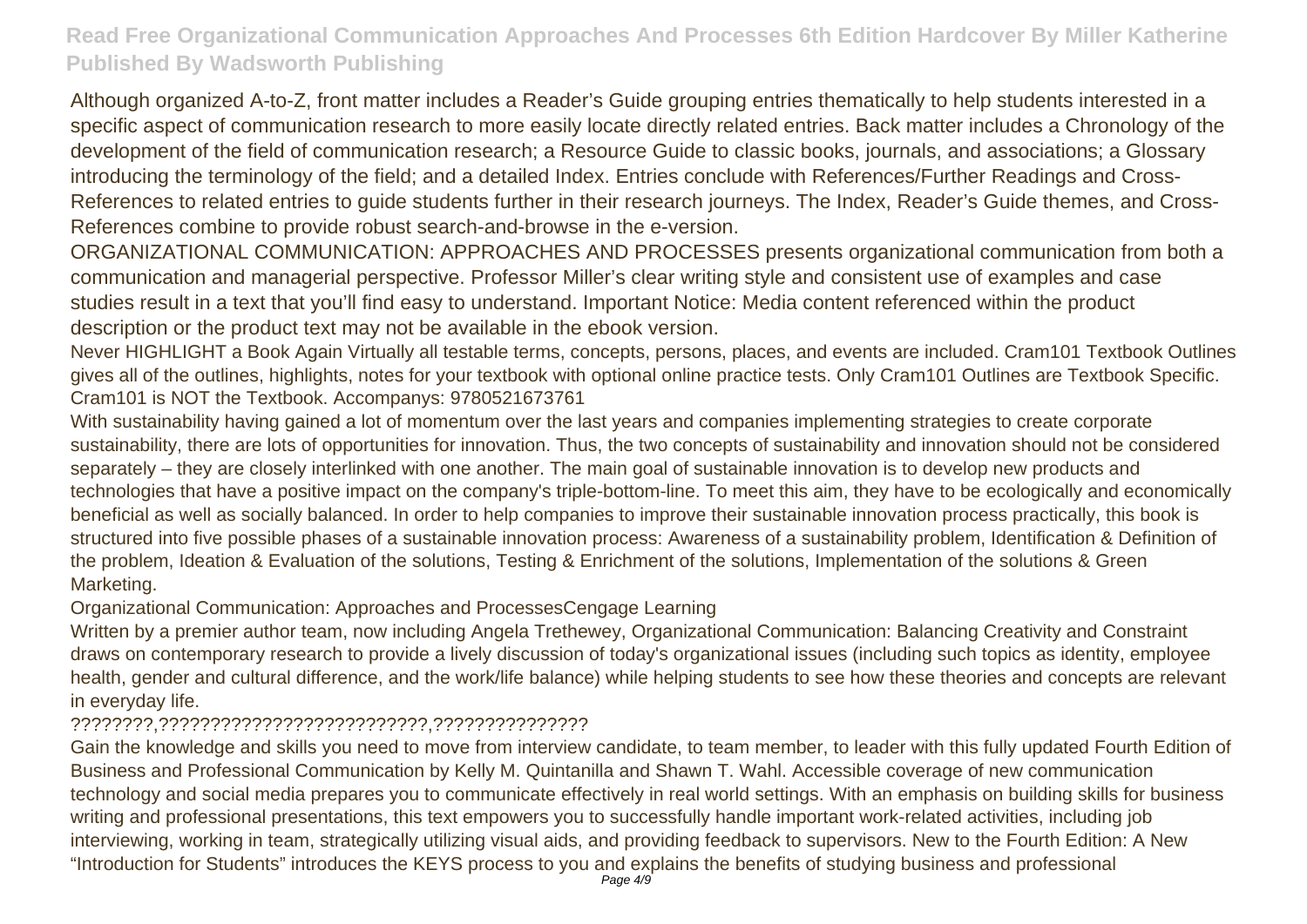Although organized A-to-Z, front matter includes a Reader's Guide grouping entries thematically to help students interested in a specific aspect of communication research to more easily locate directly related entries. Back matter includes a Chronology of the development of the field of communication research; a Resource Guide to classic books, journals, and associations; a Glossary introducing the terminology of the field; and a detailed Index. Entries conclude with References/Further Readings and Cross-References to related entries to guide students further in their research journeys. The Index, Reader's Guide themes, and Cross-References combine to provide robust search-and-browse in the e-version.

ORGANIZATIONAL COMMUNICATION: APPROACHES AND PROCESSES presents organizational communication from both a communication and managerial perspective. Professor Miller's clear writing style and consistent use of examples and case studies result in a text that you'll find easy to understand. Important Notice: Media content referenced within the product description or the product text may not be available in the ebook version.

Never HIGHLIGHT a Book Again Virtually all testable terms, concepts, persons, places, and events are included. Cram101 Textbook Outlines gives all of the outlines, highlights, notes for your textbook with optional online practice tests. Only Cram101 Outlines are Textbook Specific. Cram101 is NOT the Textbook. Accompanys: 9780521673761

With sustainability having gained a lot of momentum over the last years and companies implementing strategies to create corporate sustainability, there are lots of opportunities for innovation. Thus, the two concepts of sustainability and innovation should not be considered separately – they are closely interlinked with one another. The main goal of sustainable innovation is to develop new products and technologies that have a positive impact on the company's triple-bottom-line. To meet this aim, they have to be ecologically and economically beneficial as well as socially balanced. In order to help companies to improve their sustainable innovation process practically, this book is structured into five possible phases of a sustainable innovation process: Awareness of a sustainability problem, Identification & Definition of the problem, Ideation & Evaluation of the solutions, Testing & Enrichment of the solutions, Implementation of the solutions & Green Marketing.

Organizational Communication: Approaches and ProcessesCengage Learning

Written by a premier author team, now including Angela Trethewey, Organizational Communication: Balancing Creativity and Constraint draws on contemporary research to provide a lively discussion of today's organizational issues (including such topics as identity, employee health, gender and cultural difference, and the work/life balance) while helping students to see how these theories and concepts are relevant in everyday life.

????????,??????????????????????????,???????????????

Gain the knowledge and skills you need to move from interview candidate, to team member, to leader with this fully updated Fourth Edition of Business and Professional Communication by Kelly M. Quintanilla and Shawn T. Wahl. Accessible coverage of new communication technology and social media prepares you to communicate effectively in real world settings. With an emphasis on building skills for business writing and professional presentations, this text empowers you to successfully handle important work-related activities, including job interviewing, working in team, strategically utilizing visual aids, and providing feedback to supervisors. New to the Fourth Edition: A New "Introduction for Students" introduces the KEYS process to you and explains the benefits of studying business and professional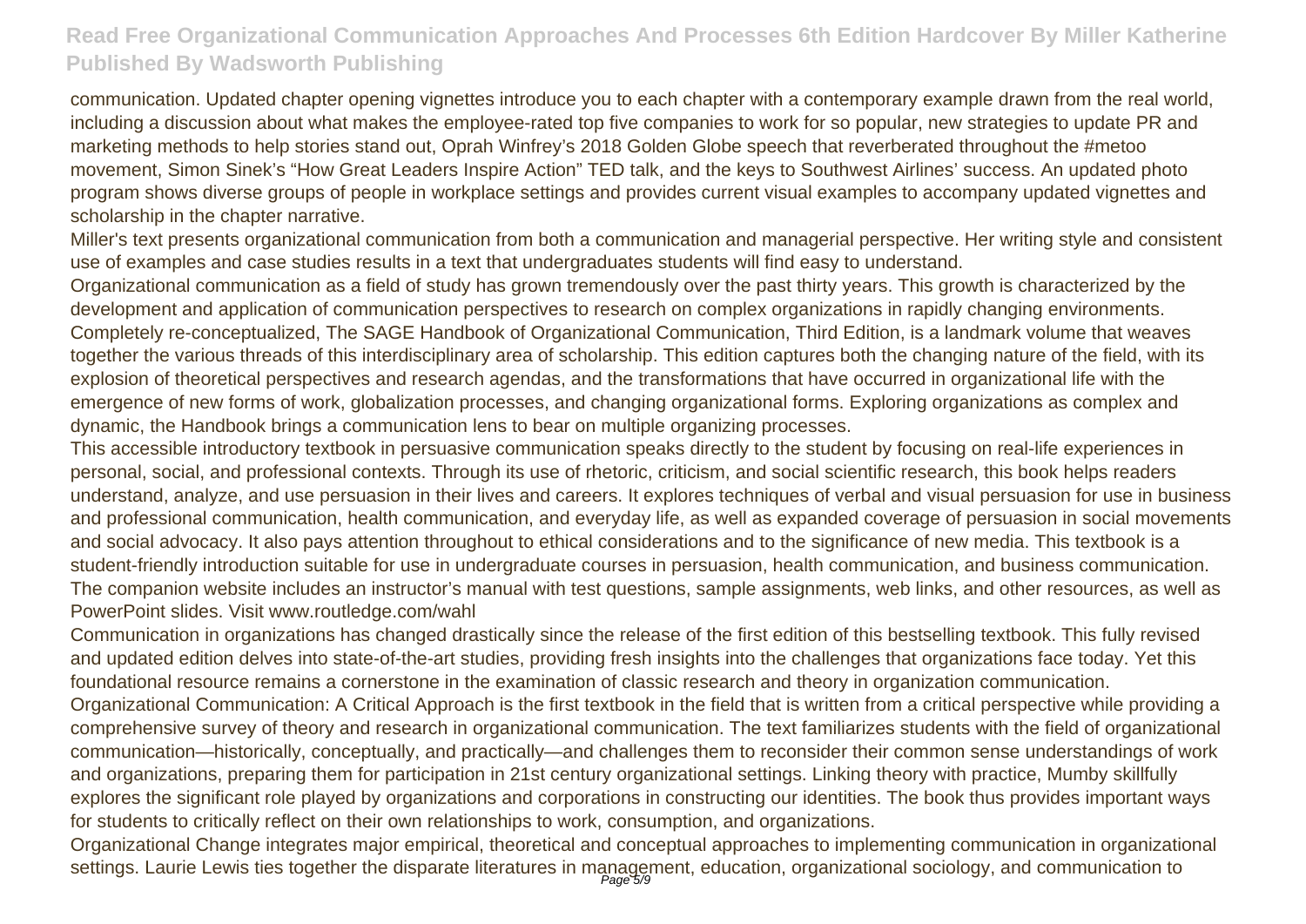communication. Updated chapter opening vignettes introduce you to each chapter with a contemporary example drawn from the real world, including a discussion about what makes the employee-rated top five companies to work for so popular, new strategies to update PR and marketing methods to help stories stand out, Oprah Winfrey's 2018 Golden Globe speech that reverberated throughout the #metoo movement, Simon Sinek's "How Great Leaders Inspire Action" TED talk, and the keys to Southwest Airlines' success. An updated photo program shows diverse groups of people in workplace settings and provides current visual examples to accompany updated vignettes and scholarship in the chapter narrative.

Miller's text presents organizational communication from both a communication and managerial perspective. Her writing style and consistent use of examples and case studies results in a text that undergraduates students will find easy to understand.

Organizational communication as a field of study has grown tremendously over the past thirty years. This growth is characterized by the development and application of communication perspectives to research on complex organizations in rapidly changing environments. Completely re-conceptualized, The SAGE Handbook of Organizational Communication, Third Edition, is a landmark volume that weaves together the various threads of this interdisciplinary area of scholarship. This edition captures both the changing nature of the field, with its explosion of theoretical perspectives and research agendas, and the transformations that have occurred in organizational life with the emergence of new forms of work, globalization processes, and changing organizational forms. Exploring organizations as complex and dynamic, the Handbook brings a communication lens to bear on multiple organizing processes.

This accessible introductory textbook in persuasive communication speaks directly to the student by focusing on real-life experiences in personal, social, and professional contexts. Through its use of rhetoric, criticism, and social scientific research, this book helps readers understand, analyze, and use persuasion in their lives and careers. It explores techniques of verbal and visual persuasion for use in business and professional communication, health communication, and everyday life, as well as expanded coverage of persuasion in social movements and social advocacy. It also pays attention throughout to ethical considerations and to the significance of new media. This textbook is a student-friendly introduction suitable for use in undergraduate courses in persuasion, health communication, and business communication. The companion website includes an instructor's manual with test questions, sample assignments, web links, and other resources, as well as PowerPoint slides. Visit www.routledge.com/wahl

Communication in organizations has changed drastically since the release of the first edition of this bestselling textbook. This fully revised and updated edition delves into state-of-the-art studies, providing fresh insights into the challenges that organizations face today. Yet this foundational resource remains a cornerstone in the examination of classic research and theory in organization communication.

Organizational Communication: A Critical Approach is the first textbook in the field that is written from a critical perspective while providing a comprehensive survey of theory and research in organizational communication. The text familiarizes students with the field of organizational communication—historically, conceptually, and practically—and challenges them to reconsider their common sense understandings of work and organizations, preparing them for participation in 21st century organizational settings. Linking theory with practice, Mumby skillfully explores the significant role played by organizations and corporations in constructing our identities. The book thus provides important ways for students to critically reflect on their own relationships to work, consumption, and organizations.

Organizational Change integrates major empirical, theoretical and conceptual approaches to implementing communication in organizational settings. Laurie Lewis ties together the disparate literatures in management, education, organizational sociology, and communication to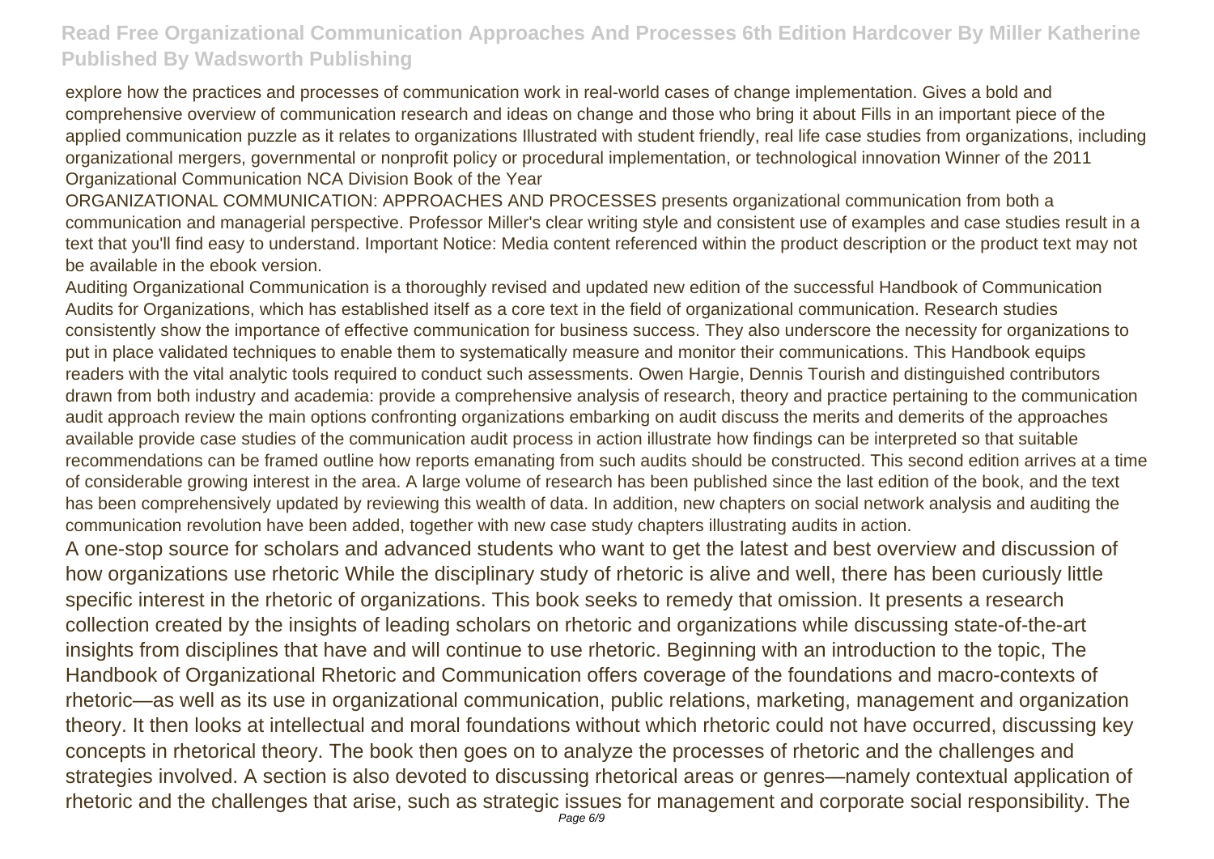explore how the practices and processes of communication work in real-world cases of change implementation. Gives a bold and comprehensive overview of communication research and ideas on change and those who bring it about Fills in an important piece of the applied communication puzzle as it relates to organizations Illustrated with student friendly, real life case studies from organizations, including organizational mergers, governmental or nonprofit policy or procedural implementation, or technological innovation Winner of the 2011 Organizational Communication NCA Division Book of the Year

ORGANIZATIONAL COMMUNICATION: APPROACHES AND PROCESSES presents organizational communication from both a communication and managerial perspective. Professor Miller's clear writing style and consistent use of examples and case studies result in a text that you'll find easy to understand. Important Notice: Media content referenced within the product description or the product text may not be available in the ebook version.

Auditing Organizational Communication is a thoroughly revised and updated new edition of the successful Handbook of Communication Audits for Organizations, which has established itself as a core text in the field of organizational communication. Research studies consistently show the importance of effective communication for business success. They also underscore the necessity for organizations to put in place validated techniques to enable them to systematically measure and monitor their communications. This Handbook equips readers with the vital analytic tools required to conduct such assessments. Owen Hargie, Dennis Tourish and distinguished contributors drawn from both industry and academia: provide a comprehensive analysis of research, theory and practice pertaining to the communication audit approach review the main options confronting organizations embarking on audit discuss the merits and demerits of the approaches available provide case studies of the communication audit process in action illustrate how findings can be interpreted so that suitable recommendations can be framed outline how reports emanating from such audits should be constructed. This second edition arrives at a time of considerable growing interest in the area. A large volume of research has been published since the last edition of the book, and the text has been comprehensively updated by reviewing this wealth of data. In addition, new chapters on social network analysis and auditing the communication revolution have been added, together with new case study chapters illustrating audits in action.

A one-stop source for scholars and advanced students who want to get the latest and best overview and discussion of how organizations use rhetoric While the disciplinary study of rhetoric is alive and well, there has been curiously little specific interest in the rhetoric of organizations. This book seeks to remedy that omission. It presents a research collection created by the insights of leading scholars on rhetoric and organizations while discussing state-of-the-art insights from disciplines that have and will continue to use rhetoric. Beginning with an introduction to the topic, The Handbook of Organizational Rhetoric and Communication offers coverage of the foundations and macro-contexts of rhetoric—as well as its use in organizational communication, public relations, marketing, management and organization theory. It then looks at intellectual and moral foundations without which rhetoric could not have occurred, discussing key concepts in rhetorical theory. The book then goes on to analyze the processes of rhetoric and the challenges and strategies involved. A section is also devoted to discussing rhetorical areas or genres—namely contextual application of rhetoric and the challenges that arise, such as strategic issues for management and corporate social responsibility. The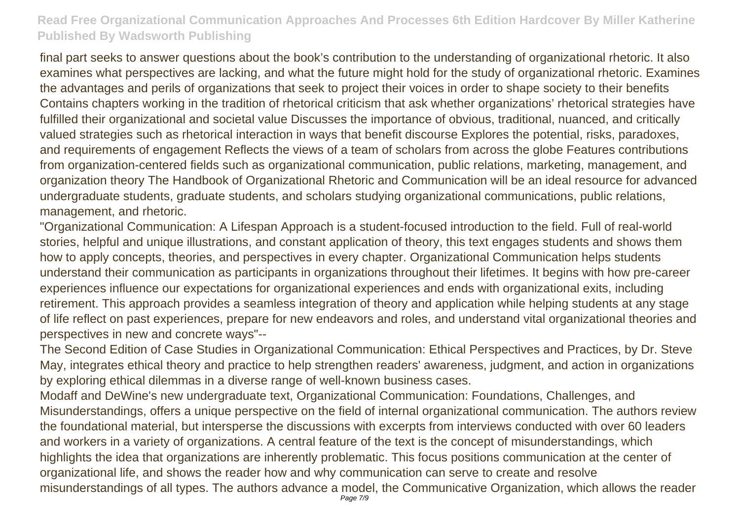final part seeks to answer questions about the book's contribution to the understanding of organizational rhetoric. It also examines what perspectives are lacking, and what the future might hold for the study of organizational rhetoric. Examines the advantages and perils of organizations that seek to project their voices in order to shape society to their benefits Contains chapters working in the tradition of rhetorical criticism that ask whether organizations' rhetorical strategies have fulfilled their organizational and societal value Discusses the importance of obvious, traditional, nuanced, and critically valued strategies such as rhetorical interaction in ways that benefit discourse Explores the potential, risks, paradoxes, and requirements of engagement Reflects the views of a team of scholars from across the globe Features contributions from organization-centered fields such as organizational communication, public relations, marketing, management, and organization theory The Handbook of Organizational Rhetoric and Communication will be an ideal resource for advanced undergraduate students, graduate students, and scholars studying organizational communications, public relations, management, and rhetoric.

"Organizational Communication: A Lifespan Approach is a student-focused introduction to the field. Full of real-world stories, helpful and unique illustrations, and constant application of theory, this text engages students and shows them how to apply concepts, theories, and perspectives in every chapter. Organizational Communication helps students understand their communication as participants in organizations throughout their lifetimes. It begins with how pre-career experiences influence our expectations for organizational experiences and ends with organizational exits, including retirement. This approach provides a seamless integration of theory and application while helping students at any stage of life reflect on past experiences, prepare for new endeavors and roles, and understand vital organizational theories and perspectives in new and concrete ways"--

The Second Edition of Case Studies in Organizational Communication: Ethical Perspectives and Practices, by Dr. Steve May, integrates ethical theory and practice to help strengthen readers' awareness, judgment, and action in organizations by exploring ethical dilemmas in a diverse range of well-known business cases.

Modaff and DeWine's new undergraduate text, Organizational Communication: Foundations, Challenges, and Misunderstandings, offers a unique perspective on the field of internal organizational communication. The authors review the foundational material, but intersperse the discussions with excerpts from interviews conducted with over 60 leaders and workers in a variety of organizations. A central feature of the text is the concept of misunderstandings, which highlights the idea that organizations are inherently problematic. This focus positions communication at the center of organizational life, and shows the reader how and why communication can serve to create and resolve misunderstandings of all types. The authors advance a model, the Communicative Organization, which allows the reader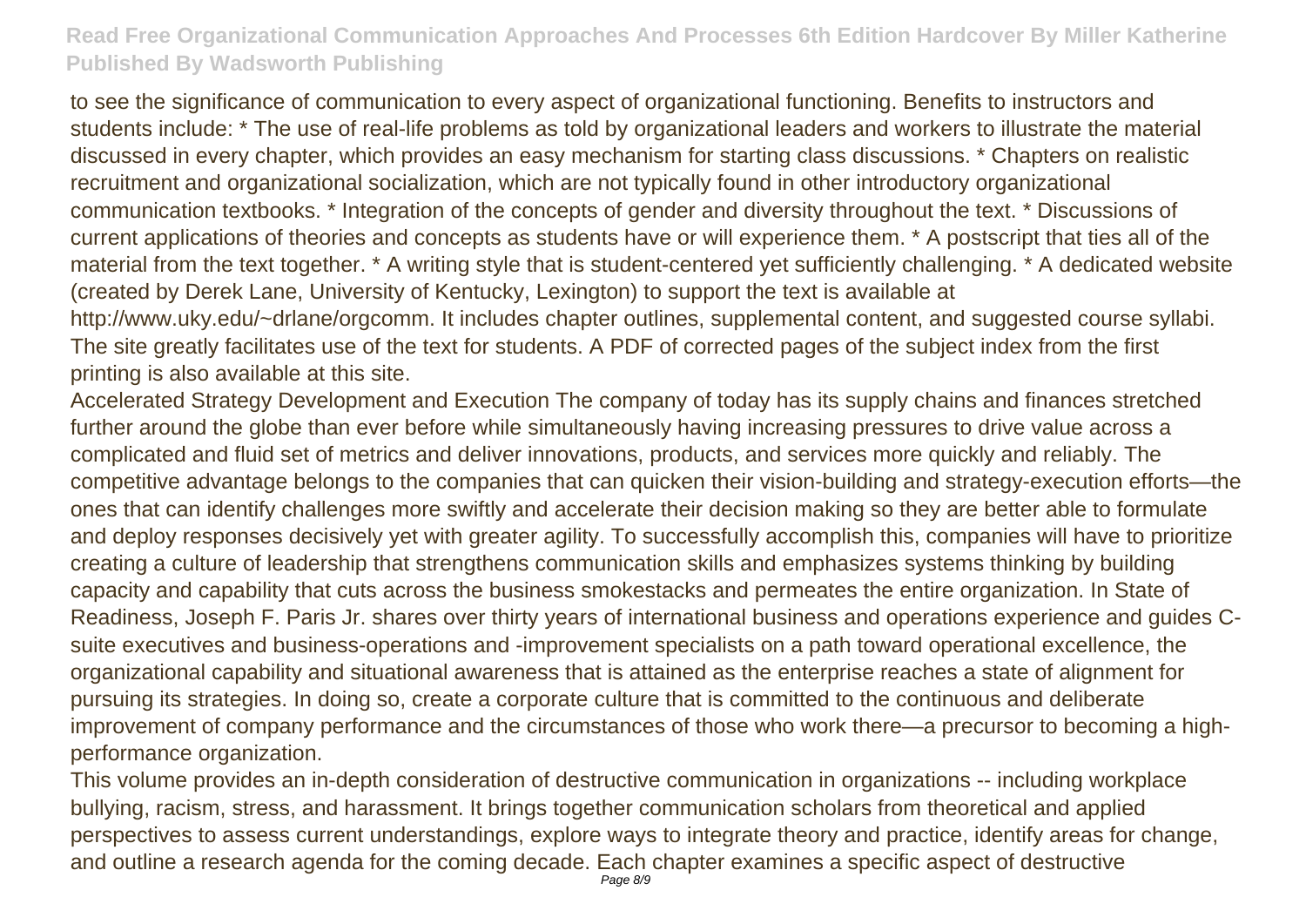to see the significance of communication to every aspect of organizational functioning. Benefits to instructors and students include: * The use of real-life problems as told by organizational leaders and workers to illustrate the material discussed in every chapter, which provides an easy mechanism for starting class discussions. * Chapters on realistic recruitment and organizational socialization, which are not typically found in other introductory organizational communication textbooks. * Integration of the concepts of gender and diversity throughout the text. * Discussions of current applications of theories and concepts as students have or will experience them. * A postscript that ties all of the material from the text together. * A writing style that is student-centered yet sufficiently challenging. * A dedicated website (created by Derek Lane, University of Kentucky, Lexington) to support the text is available at http://www.uky.edu/~drlane/orgcomm. It includes chapter outlines, supplemental content, and suggested course syllabi. The site greatly facilitates use of the text for students. A PDF of corrected pages of the subject index from the first printing is also available at this site.

Accelerated Strategy Development and Execution The company of today has its supply chains and finances stretched further around the globe than ever before while simultaneously having increasing pressures to drive value across a complicated and fluid set of metrics and deliver innovations, products, and services more quickly and reliably. The competitive advantage belongs to the companies that can quicken their vision-building and strategy-execution efforts—the ones that can identify challenges more swiftly and accelerate their decision making so they are better able to formulate and deploy responses decisively yet with greater agility. To successfully accomplish this, companies will have to prioritize creating a culture of leadership that strengthens communication skills and emphasizes systems thinking by building capacity and capability that cuts across the business smokestacks and permeates the entire organization. In State of Readiness, Joseph F. Paris Jr. shares over thirty years of international business and operations experience and guides C-suite executives and business-operations and -improvement specialists on a path toward operational excellence, the organizational capability and situational awareness that is attained as the enterprise reaches a state of alignment for pursuing its strategies. In doing so, create a corporate culture that is committed to the continuous and deliberate improvement of company performance and the circumstances of those who work there—a precursor to becoming a high-performance organization.

This volume provides an in-depth consideration of destructive communication in organizations -- including workplace bullying, racism, stress, and harassment. It brings together communication scholars from theoretical and applied perspectives to assess current understandings, explore ways to integrate theory and practice, identify areas for change, and outline a research agenda for the coming decade. Each chapter examines a specific aspect of destructive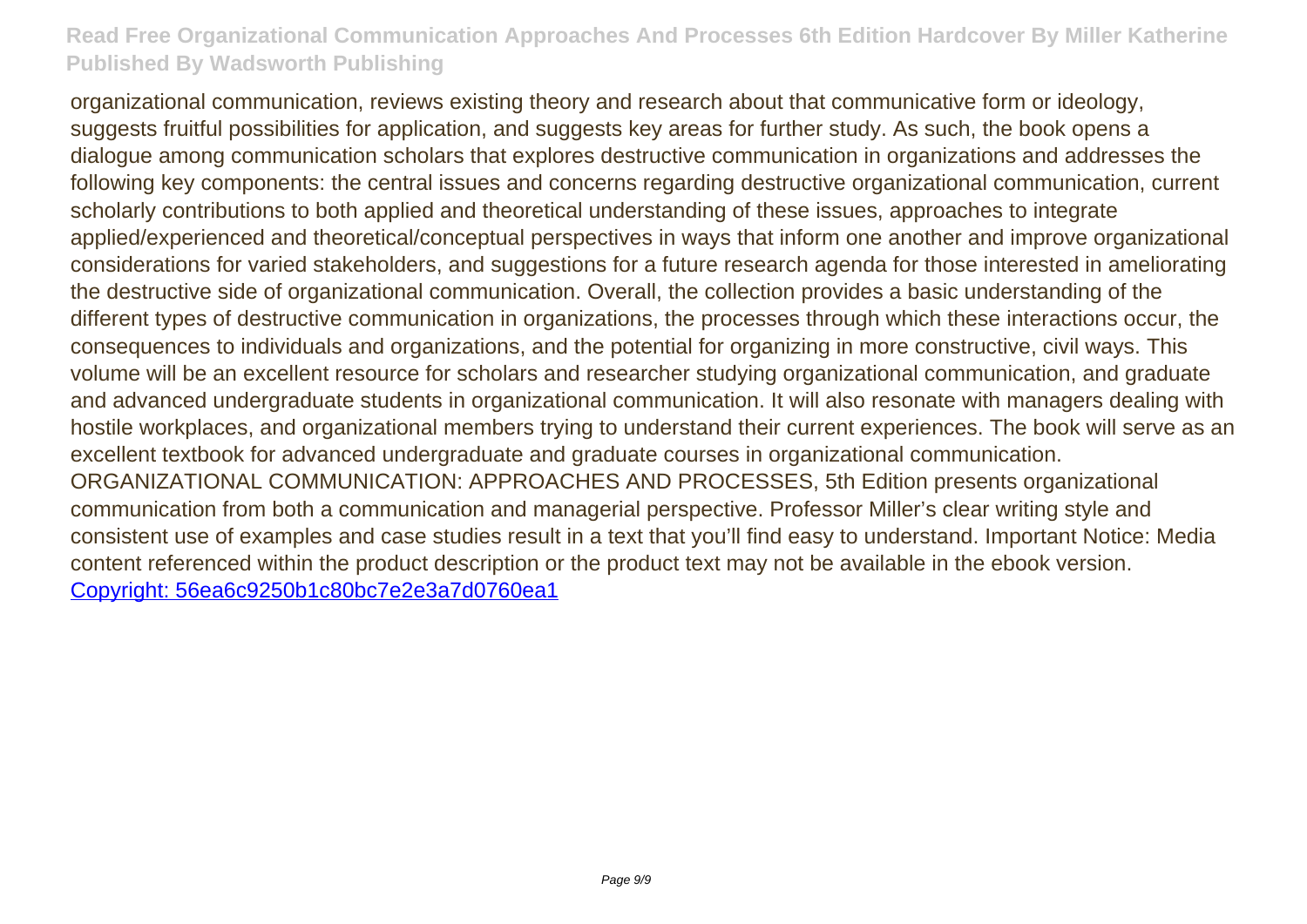organizational communication, reviews existing theory and research about that communicative form or ideology, suggests fruitful possibilities for application, and suggests key areas for further study. As such, the book opens a dialogue among communication scholars that explores destructive communication in organizations and addresses the following key components: the central issues and concerns regarding destructive organizational communication, current scholarly contributions to both applied and theoretical understanding of these issues, approaches to integrate applied/experienced and theoretical/conceptual perspectives in ways that inform one another and improve organizational considerations for varied stakeholders, and suggestions for a future research agenda for those interested in ameliorating the destructive side of organizational communication. Overall, the collection provides a basic understanding of the different types of destructive communication in organizations, the processes through which these interactions occur, the consequences to individuals and organizations, and the potential for organizing in more constructive, civil ways. This volume will be an excellent resource for scholars and researcher studying organizational communication, and graduate and advanced undergraduate students in organizational communication. It will also resonate with managers dealing with hostile workplaces, and organizational members trying to understand their current experiences. The book will serve as an excellent textbook for advanced undergraduate and graduate courses in organizational communication.
ORGANIZATIONAL COMMUNICATION: APPROACHES AND PROCESSES, 5th Edition presents organizational communication from both a communication and managerial perspective. Professor Miller's clear writing style and consistent use of examples and case studies result in a text that you'll find easy to understand. Important Notice: Media content referenced within the product description or the product text may not be available in the ebook version.
Copyright: 56ea6c9250b1c80bc7e2e3a7d0760ea1